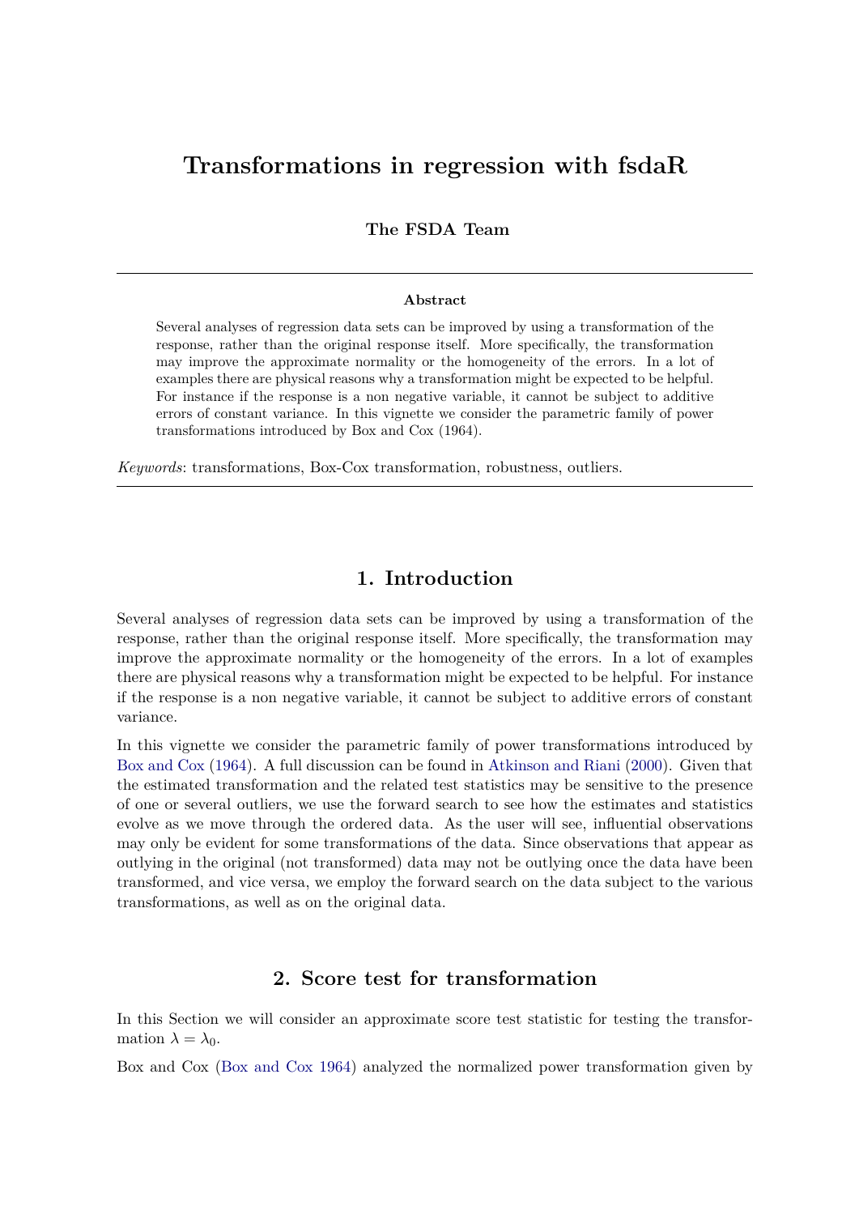# Transformations in regression with fsdaR

**The FSDA Team**

---

**Abstract**

Several analyses of regression data sets can be improved by using a transformation of the response, rather than the original response itself. More specifically, the transformation may improve the approximate normality or the homogeneity of the errors. In a lot of examples there are physical reasons why a transformation might be expected to be helpful. For instance if the response is a non negative variable, it cannot be subject to additive errors of constant variance. In this vignette we consider the parametric family of power transformations introduced by Box and Cox (1964).

*Keywords*: transformations, Box-Cox transformation, robustness, outliers.

---

## 1. Introduction

Several analyses of regression data sets can be improved by using a transformation of the response, rather than the original response itself. More specifically, the transformation may improve the approximate normality or the homogeneity of the errors. In a lot of examples there are physical reasons why a transformation might be expected to be helpful. For instance if the response is a non negative variable, it cannot be subject to additive errors of constant variance.

In this vignette we consider the parametric family of power transformations introduced by Box and Cox (1964). A full discussion can be found in Atkinson and Riani (2000). Given that the estimated transformation and the related test statistics may be sensitive to the presence of one or several outliers, we use the forward search to see how the estimates and statistics evolve as we move through the ordered data. As the user will see, influential observations may only be evident for some transformations of the data. Since observations that appear as outlying in the original (not transformed) data may not be outlying once the data have been transformed, and vice versa, we employ the forward search on the data subject to the various transformations, as well as on the original data.

## 2. Score test for transformation

In this Section we will consider an approximate score test statistic for testing the transformation $\lambda = \lambda_0$.

Box and Cox (Box and Cox 1964) analyzed the normalized power transformation given by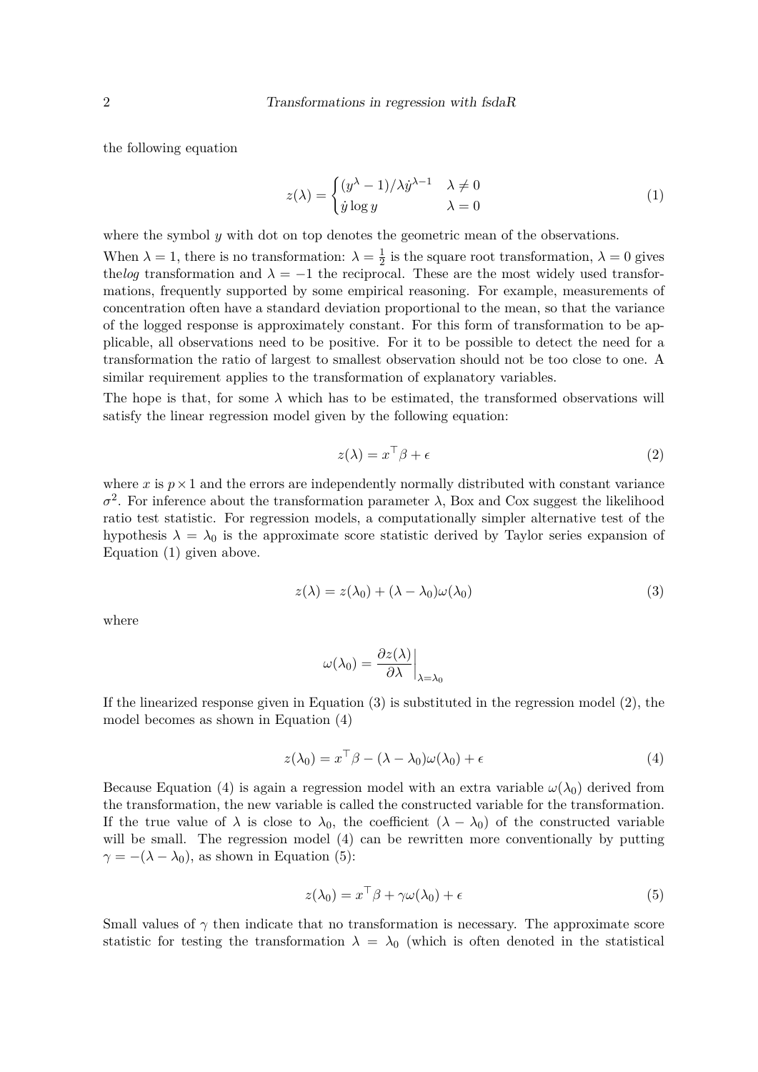the following equation

$$z(\lambda) = \begin{cases} (y^{\lambda} - 1)/\lambda \dot{y}^{\lambda - 1} & \lambda \neq 0 \\ \dot{y} \log y & \lambda = 0 \end{cases} \tag{1}$$

where the symbol $y$ with dot on top denotes the geometric mean of the observations.

When $\lambda = 1$, there is no transformation: $\lambda = \frac{1}{2}$ is the square root transformation, $\lambda = 0$ gives the*log* transformation and $\lambda = -1$ the reciprocal. These are the most widely used transformations, frequently supported by some empirical reasoning. For example, measurements of concentration often have a standard deviation proportional to the mean, so that the variance of the logged response is approximately constant. For this form of transformation to be applicable, all observations need to be positive. For it to be possible to detect the need for a transformation the ratio of largest to smallest observation should not be too close to one. A similar requirement applies to the transformation of explanatory variables.

The hope is that, for some $\lambda$ which has to be estimated, the transformed observations will satisfy the linear regression model given by the following equation:

$$z(\lambda) = x^{\top}\beta + \epsilon \tag{2}$$

where $x$ is $p \times 1$ and the errors are independently normally distributed with constant variance $\sigma^2$. For inference about the transformation parameter $\lambda$, Box and Cox suggest the likelihood ratio test statistic. For regression models, a computationally simpler alternative test of the hypothesis $\lambda = \lambda_0$ is the approximate score statistic derived by Taylor series expansion of Equation (1) given above.

$$z(\lambda) = z(\lambda_0) + (\lambda - \lambda_0)\omega(\lambda_0) \tag{3}$$

where

$$\omega(\lambda_0) = \left. \frac{\partial z(\lambda)}{\partial \lambda} \right|_{\lambda = \lambda_0}$$

If the linearized response given in Equation (3) is substituted in the regression model (2), the model becomes as shown in Equation (4)

$$z(\lambda_0) = x^{\top}\beta - (\lambda - \lambda_0)\omega(\lambda_0) + \epsilon \tag{4}$$

Because Equation (4) is again a regression model with an extra variable $\omega(\lambda_0)$ derived from the transformation, the new variable is called the constructed variable for the transformation. If the true value of $\lambda$ is close to $\lambda_0$, the coefficient $(\lambda - \lambda_0)$ of the constructed variable will be small. The regression model (4) can be rewritten more conventionally by putting $\gamma = -(\lambda - \lambda_0)$, as shown in Equation (5):

$$z(\lambda_0) = x^{\top}\beta + \gamma\omega(\lambda_0) + \epsilon \tag{5}$$

Small values of $\gamma$ then indicate that no transformation is necessary. The approximate score statistic for testing the transformation $\lambda = \lambda_0$ (which is often denoted in the statistical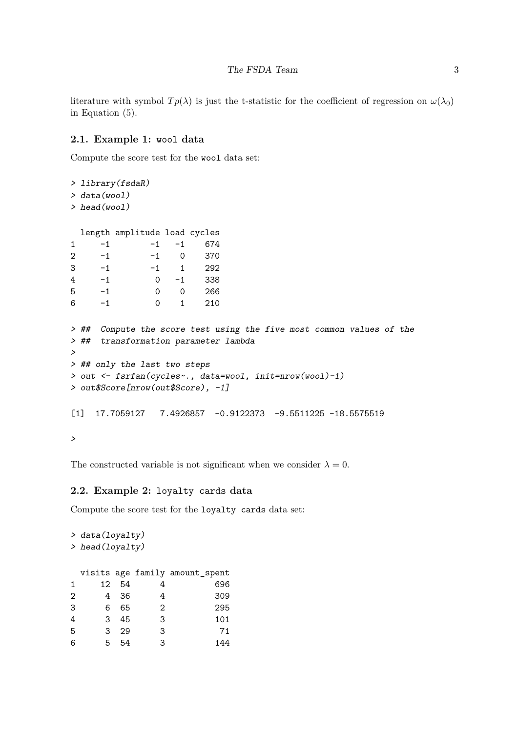literature with symbol $Tp(\lambda)$ is just the t-statistic for the coefficient of regression on $\omega(\lambda_0)$ in Equation (5).

### 2.1. Example 1: `wool` data

Compute the score test for the `wool` data set:

```
> library(fsdaR)
> data(wool)
> head(wool)

  length amplitude load cycles
1     -1        -1   -1    674
2     -1        -1    0    370
3     -1        -1    1    292
4     -1         0   -1    338
5     -1         0    0    266
6     -1         0    1    210

> ##  Compute the score test using the five most common values of the
> ##  transformation parameter lambda
>
> ## only the last two steps
> out <- fsrfan(cycles~., data=wool, init=nrow(wool)-1)
> out$Score[nrow(out$Score), -1]

[1]  17.7059127   7.4926857  -0.9122373  -9.5511225 -18.5575519

>
```

The constructed variable is not significant when we consider $\lambda = 0$.

### 2.2. Example 2: `loyalty cards` data

Compute the score test for the `loyalty cards` data set:

```
> data(loyalty)
> head(loyalty)

  visits age family amount_spent
1     12  54      4          696
2      4  36      4          309
3      6  65      2          295
4      3  45      3          101
5      3  29      3           71
6      5  54      3          144
```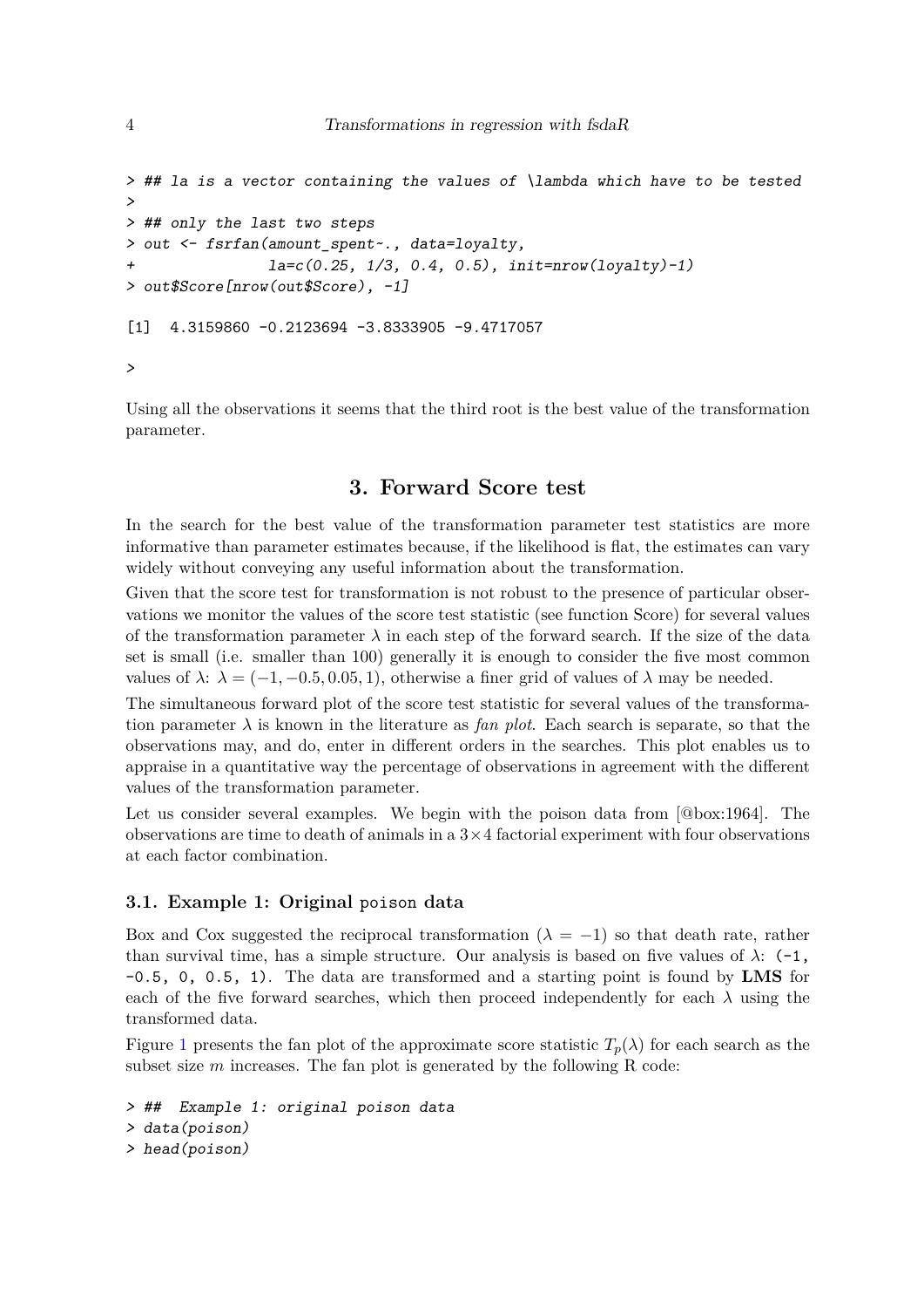```
> ## la is a vector containing the values of \lambda which have to be tested
>
> ## only the last two steps
> out <- fsrfan(amount_spent~., data=loyalty,
+               la=c(0.25, 1/3, 0.4, 0.5), init=nrow(loyalty)-1)
> out$Score[nrow(out$Score), -1]

[1]  4.3159860 -0.2123694 -3.8333905 -9.4717057

>
```

Using all the observations it seems that the third root is the best value of the transformation parameter.

## 3. Forward Score test

In the search for the best value of the transformation parameter test statistics are more informative than parameter estimates because, if the likelihood is flat, the estimates can vary widely without conveying any useful information about the transformation.

Given that the score test for transformation is not robust to the presence of particular observations we monitor the values of the score test statistic (see function Score) for several values of the transformation parameter $\lambda$ in each step of the forward search. If the size of the data set is small (i.e. smaller than 100) generally it is enough to consider the five most common values of $\lambda$: $\lambda = (-1, -0.5, 0.05, 1)$, otherwise a finer grid of values of $\lambda$ may be needed.

The simultaneous forward plot of the score test statistic for several values of the transformation parameter $\lambda$ is known in the literature as *fan plot*. Each search is separate, so that the observations may, and do, enter in different orders in the searches. This plot enables us to appraise in a quantitative way the percentage of observations in agreement with the different values of the transformation parameter.

Let us consider several examples. We begin with the poison data from [@box:1964]. The observations are time to death of animals in a $3 \times 4$ factorial experiment with four observations at each factor combination.

### 3.1. Example 1: Original poison data

Box and Cox suggested the reciprocal transformation ($\lambda = -1$) so that death rate, rather than survival time, has a simple structure. Our analysis is based on five values of $\lambda$: `(-1, -0.5, 0, 0.5, 1)`. The data are transformed and a starting point is found by **LMS** for each of the five forward searches, which then proceed independently for each $\lambda$ using the transformed data.

Figure 1 presents the fan plot of the approximate score statistic $T_p(\lambda)$ for each search as the subset size $m$ increases. The fan plot is generated by the following R code:

```
> ##  Example 1: original poison data
> data(poison)
> head(poison)
```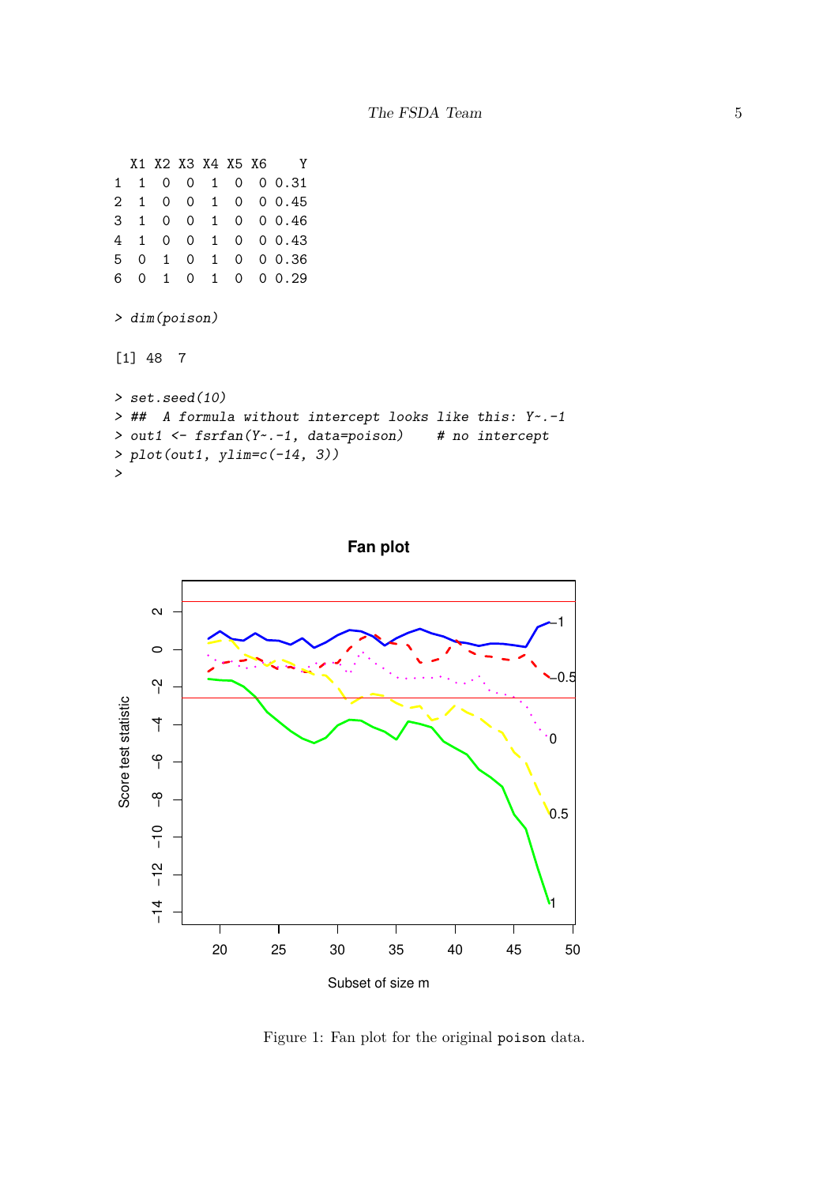```
  X1 X2 X3 X4 X5 X6    Y
1  1  0  0  1  0  0 0.31
2  1  0  0  1  0  0 0.45
3  1  0  0  1  0  0 0.46
4  1  0  0  1  0  0 0.43
5  0  1  0  1  0  0 0.36
6  0  1  0  1  0  0 0.29
```

```
> dim(poison)
```

```
[1] 48  7
```

```
> set.seed(10)
> ##  A formula without intercept looks like this: Y~.-1
> out1 <- fsrfan(Y~.-1, data=poison)    # no intercept
> plot(out1, ylim=c(-14, 3))
>
```

Figure 1: Fan plot for the original `poison` data.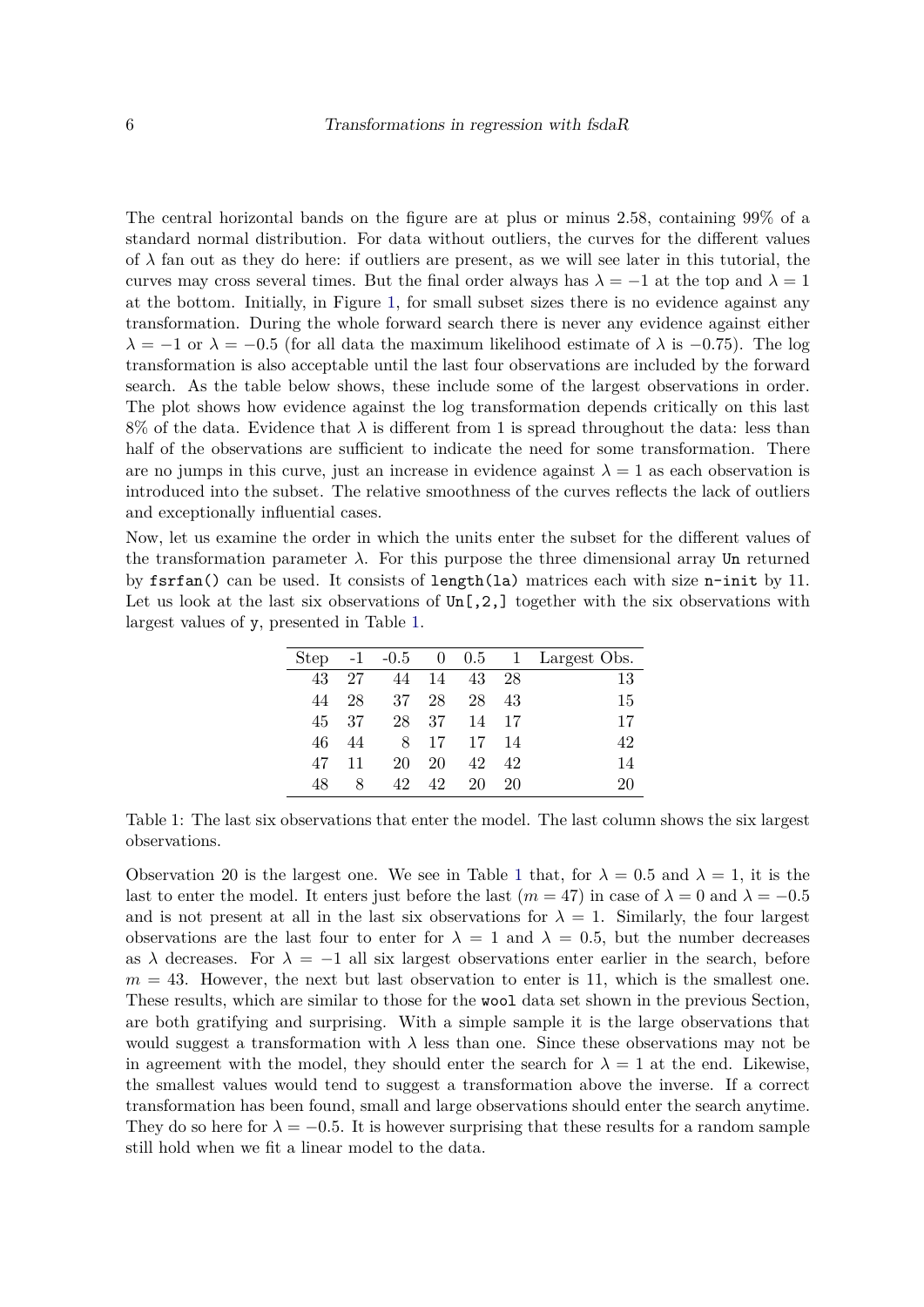The central horizontal bands on the figure are at plus or minus 2.58, containing 99% of a standard normal distribution. For data without outliers, the curves for the different values of $\lambda$ fan out as they do here: if outliers are present, as we will see later in this tutorial, the curves may cross several times. But the final order always has $\lambda = -1$ at the top and $\lambda = 1$ at the bottom. Initially, in Figure 1, for small subset sizes there is no evidence against any transformation. During the whole forward search there is never any evidence against either $\lambda = -1$ or $\lambda = -0.5$ (for all data the maximum likelihood estimate of $\lambda$ is $-0.75$). The log transformation is also acceptable until the last four observations are included by the forward search. As the table below shows, these include some of the largest observations in order. The plot shows how evidence against the log transformation depends critically on this last 8% of the data. Evidence that $\lambda$ is different from 1 is spread throughout the data: less than half of the observations are sufficient to indicate the need for some transformation. There are no jumps in this curve, just an increase in evidence against $\lambda = 1$ as each observation is introduced into the subset. The relative smoothness of the curves reflects the lack of outliers and exceptionally influential cases.

Now, let us examine the order in which the units enter the subset for the different values of the transformation parameter $\lambda$. For this purpose the three dimensional array `Un` returned by `fsrfan()` can be used. It consists of `length(la)` matrices each with size `n-init` by 11. Let us look at the last six observations of `Un[,2,]` together with the six observations with largest values of `y`, presented in Table 1.

| Step | -1 | -0.5 | 0 | 0.5 | 1 | Largest Obs. |
|---|---|---|---|---|---|---|
| 43 | 27 | 44 | 14 | 43 | 28 | 13 |
| 44 | 28 | 37 | 28 | 28 | 43 | 15 |
| 45 | 37 | 28 | 37 | 14 | 17 | 17 |
| 46 | 44 | 8 | 17 | 17 | 14 | 42 |
| 47 | 11 | 20 | 20 | 42 | 42 | 14 |
| 48 | 8 | 42 | 42 | 20 | 20 | 20 |

Table 1: The last six observations that enter the model. The last column shows the six largest observations.

Observation 20 is the largest one. We see in Table 1 that, for $\lambda = 0.5$ and $\lambda = 1$, it is the last to enter the model. It enters just before the last ($m = 47$) in case of $\lambda = 0$ and $\lambda = -0.5$ and is not present at all in the last six observations for $\lambda = 1$. Similarly, the four largest observations are the last four to enter for $\lambda = 1$ and $\lambda = 0.5$, but the number decreases as $\lambda$ decreases. For $\lambda = -1$ all six largest observations enter earlier in the search, before $m = 43$. However, the next but last observation to enter is 11, which is the smallest one. These results, which are similar to those for the `wool` data set shown in the previous Section, are both gratifying and surprising. With a simple sample it is the large observations that would suggest a transformation with $\lambda$ less than one. Since these observations may not be in agreement with the model, they should enter the search for $\lambda = 1$ at the end. Likewise, the smallest values would tend to suggest a transformation above the inverse. If a correct transformation has been found, small and large observations should enter the search anytime. They do so here for $\lambda = -0.5$. It is however surprising that these results for a random sample still hold when we fit a linear model to the data.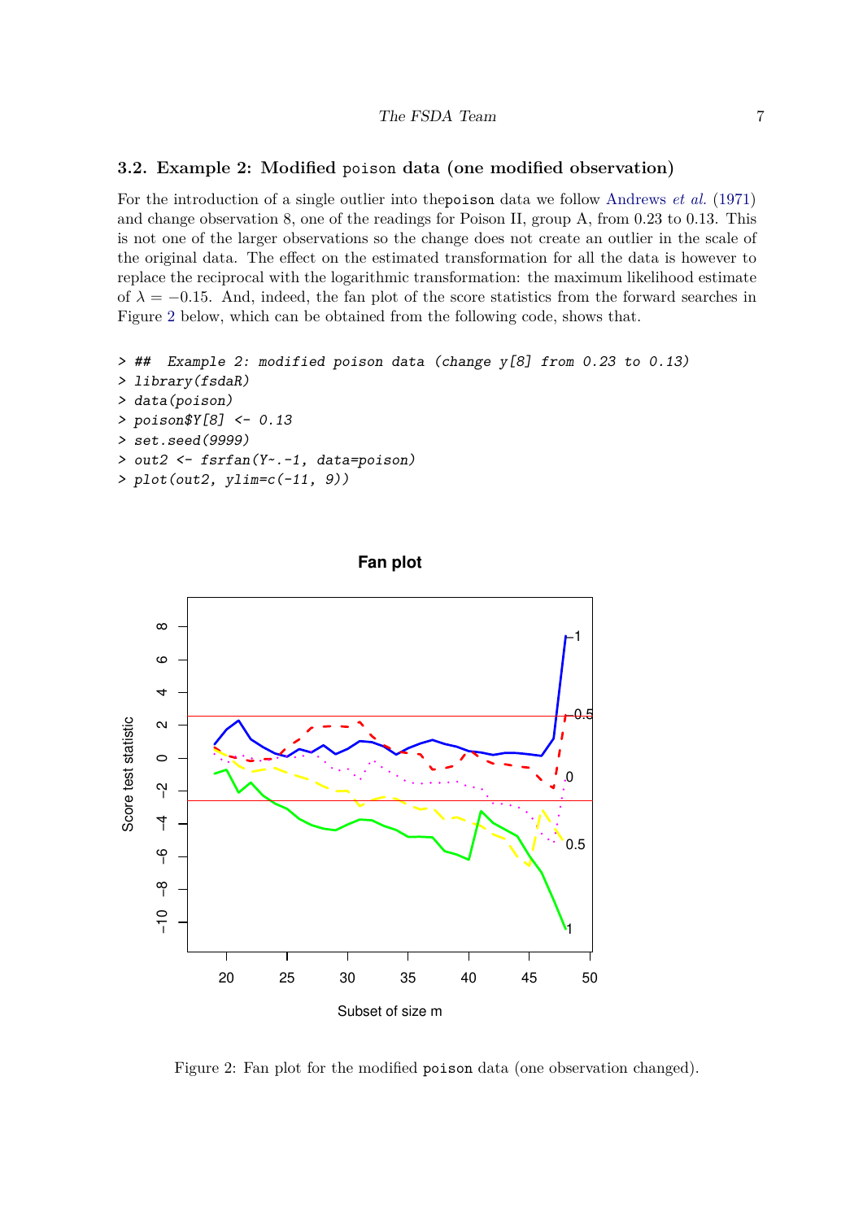### 3.2. Example 2: Modified `poison` data (one modified observation)

For the introduction of a single outlier into the `poison` data we follow Andrews *et al.* (1971) and change observation 8, one of the readings for Poison II, group A, from 0.23 to 0.13. This is not one of the larger observations so the change does not create an outlier in the scale of the original data. The effect on the estimated transformation for all the data is however to replace the reciprocal with the logarithmic transformation: the maximum likelihood estimate of $\lambda = -0.15$. And, indeed, the fan plot of the score statistics from the forward searches in Figure 2 below, which can be obtained from the following code, shows that.

```
> ##  Example 2: modified poison data (change y[8] from 0.23 to 0.13)
> library(fsdaR)
> data(poison)
> poison$Y[8] <- 0.13
> set.seed(9999)
> out2 <- fsrfan(Y~.-1, data=poison)
> plot(out2, ylim=c(-11, 9))
```

Figure 2: Fan plot for the modified `poison` data (one observation changed).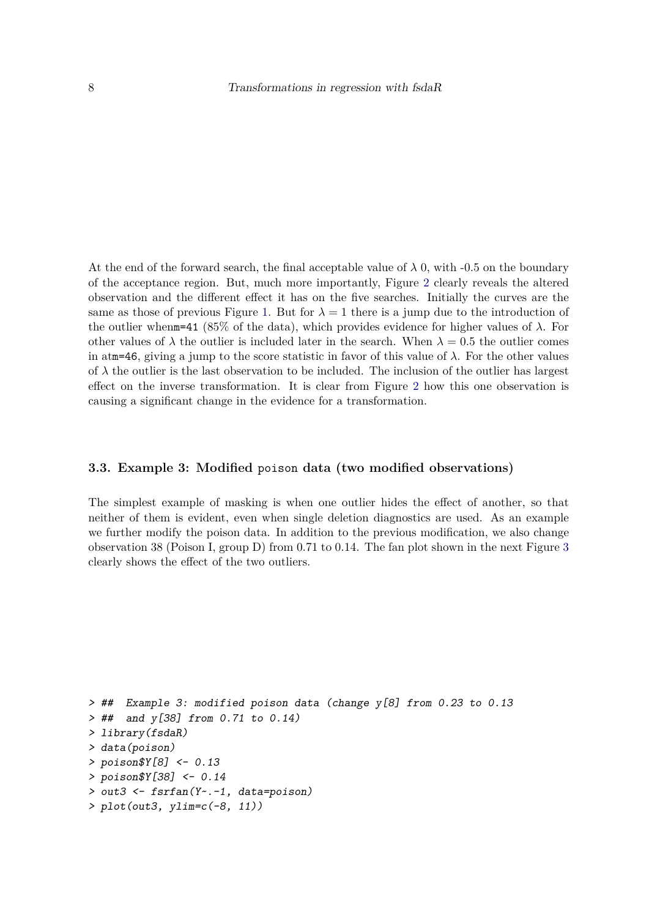At the end of the forward search, the final acceptable value of $\lambda$ 0, with -0.5 on the boundary of the acceptance region. But, much more importantly, Figure 2 clearly reveals the altered observation and the different effect it has on the five searches. Initially the curves are the same as those of previous Figure 1. But for $\lambda = 1$ there is a jump due to the introduction of the outlier when`m=41` (85% of the data), which provides evidence for higher values of $\lambda$. For other values of $\lambda$ the outlier is included later in the search. When $\lambda = 0.5$ the outlier comes in at`m=46`, giving a jump to the score statistic in favor of this value of $\lambda$. For the other values of $\lambda$ the outlier is the last observation to be included. The inclusion of the outlier has largest effect on the inverse transformation. It is clear from Figure 2 how this one observation is causing a significant change in the evidence for a transformation.

### 3.3. Example 3: Modified `poison` data (two modified observations)

The simplest example of masking is when one outlier hides the effect of another, so that neither of them is evident, even when single deletion diagnostics are used. As an example we further modify the poison data. In addition to the previous modification, we also change observation 38 (Poison I, group D) from 0.71 to 0.14. The fan plot shown in the next Figure 3 clearly shows the effect of the two outliers.

```
> ##  Example 3: modified poison data (change y[8] from 0.23 to 0.13
> ##  and y[38] from 0.71 to 0.14)
> library(fsdaR)
> data(poison)
> poison$Y[8] <- 0.13
> poison$Y[38] <- 0.14
> out3 <- fsrfan(Y~.-1, data=poison)
> plot(out3, ylim=c(-8, 11))
```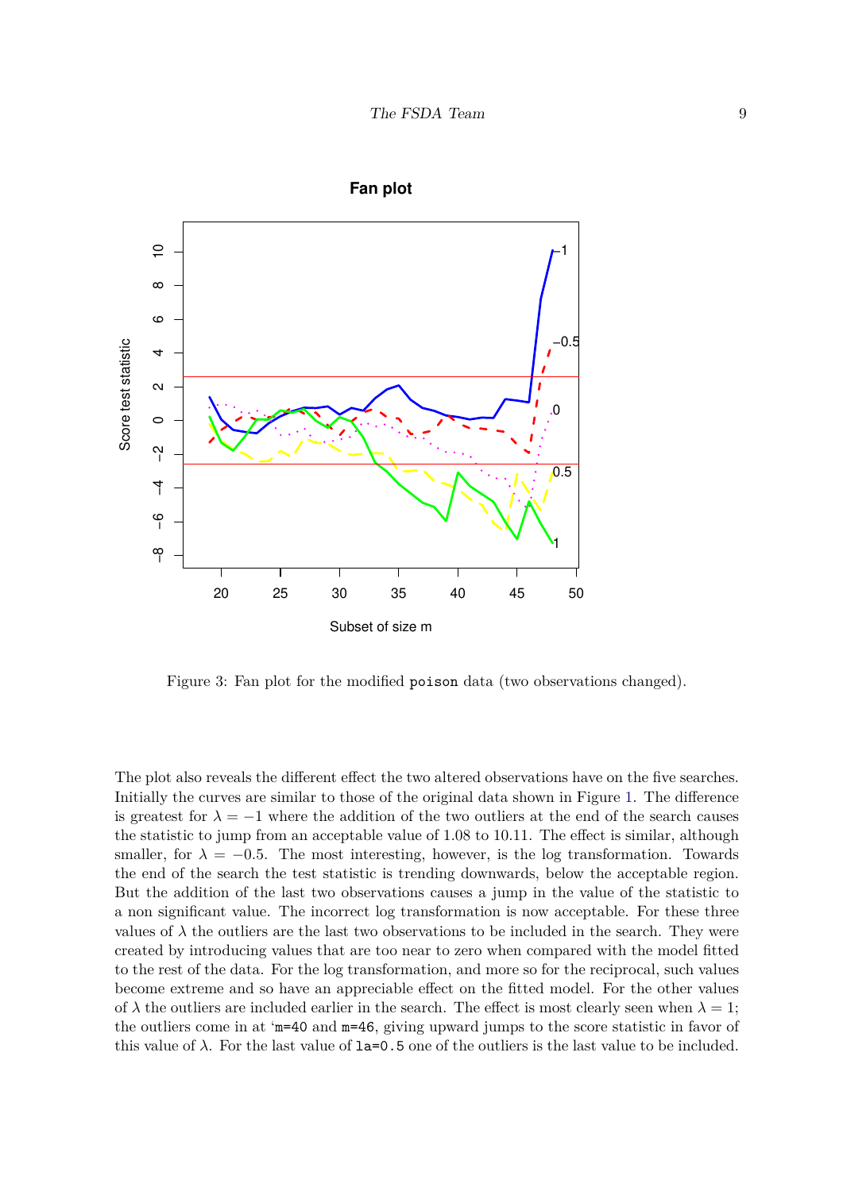Figure 3: Fan plot for the modified `poison` data (two observations changed).

The plot also reveals the different effect the two altered observations have on the five searches. Initially the curves are similar to those of the original data shown in Figure 1. The difference is greatest for $\lambda = -1$ where the addition of the two outliers at the end of the search causes the statistic to jump from an acceptable value of 1.08 to 10.11. The effect is similar, although smaller, for $\lambda = -0.5$. The most interesting, however, is the log transformation. Towards the end of the search the test statistic is trending downwards, below the acceptable region. But the addition of the last two observations causes a jump in the value of the statistic to a non significant value. The incorrect log transformation is now acceptable. For these three values of $\lambda$ the outliers are the last two observations to be included in the search. They were created by introducing values that are too near to zero when compared with the model fitted to the rest of the data. For the log transformation, and more so for the reciprocal, such values become extreme and so have an appreciable effect on the fitted model. For the other values of $\lambda$ the outliers are included earlier in the search. The effect is most clearly seen when $\lambda = 1$; the outliers come in at '`m=40` and `m=46`, giving upward jumps to the score statistic in favor of this value of $\lambda$. For the last value of `la=0.5` one of the outliers is the last value to be included.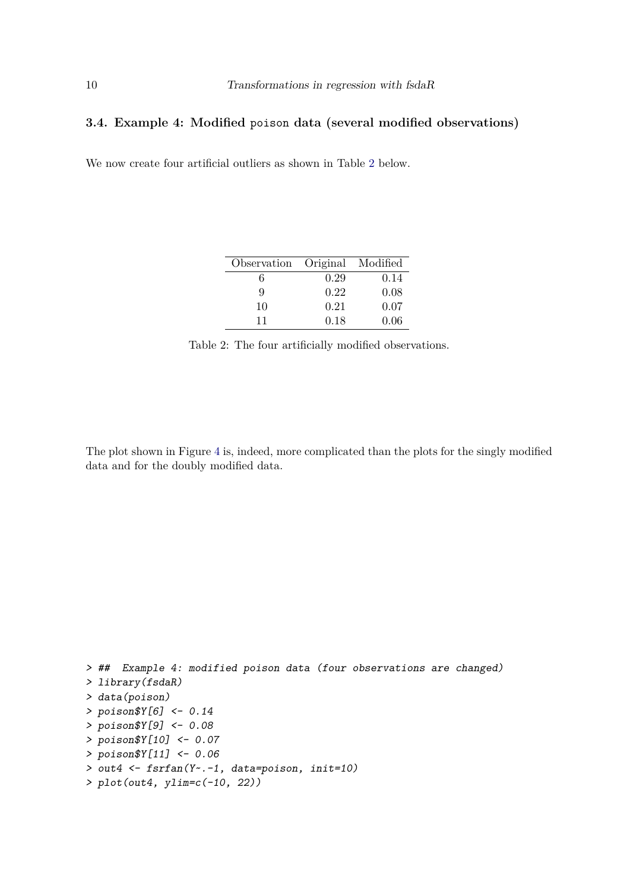### 3.4. Example 4: Modified poison data (several modified observations)

We now create four artificial outliers as shown in Table 2 below.

| Observation | Original | Modified |
|---|---|---|
| 6 | 0.29 | 0.14 |
| 9 | 0.22 | 0.08 |
| 10 | 0.21 | 0.07 |
| 11 | 0.18 | 0.06 |

Table 2: The four artificially modified observations.

The plot shown in Figure 4 is, indeed, more complicated than the plots for the singly modified data and for the doubly modified data.

```
> ##  Example 4: modified poison data (four observations are changed)
> library(fsdaR)
> data(poison)
> poison$Y[6] <- 0.14
> poison$Y[9] <- 0.08
> poison$Y[10] <- 0.07
> poison$Y[11] <- 0.06
> out4 <- fsrfan(Y~.-1, data=poison, init=10)
> plot(out4, ylim=c(-10, 22))
```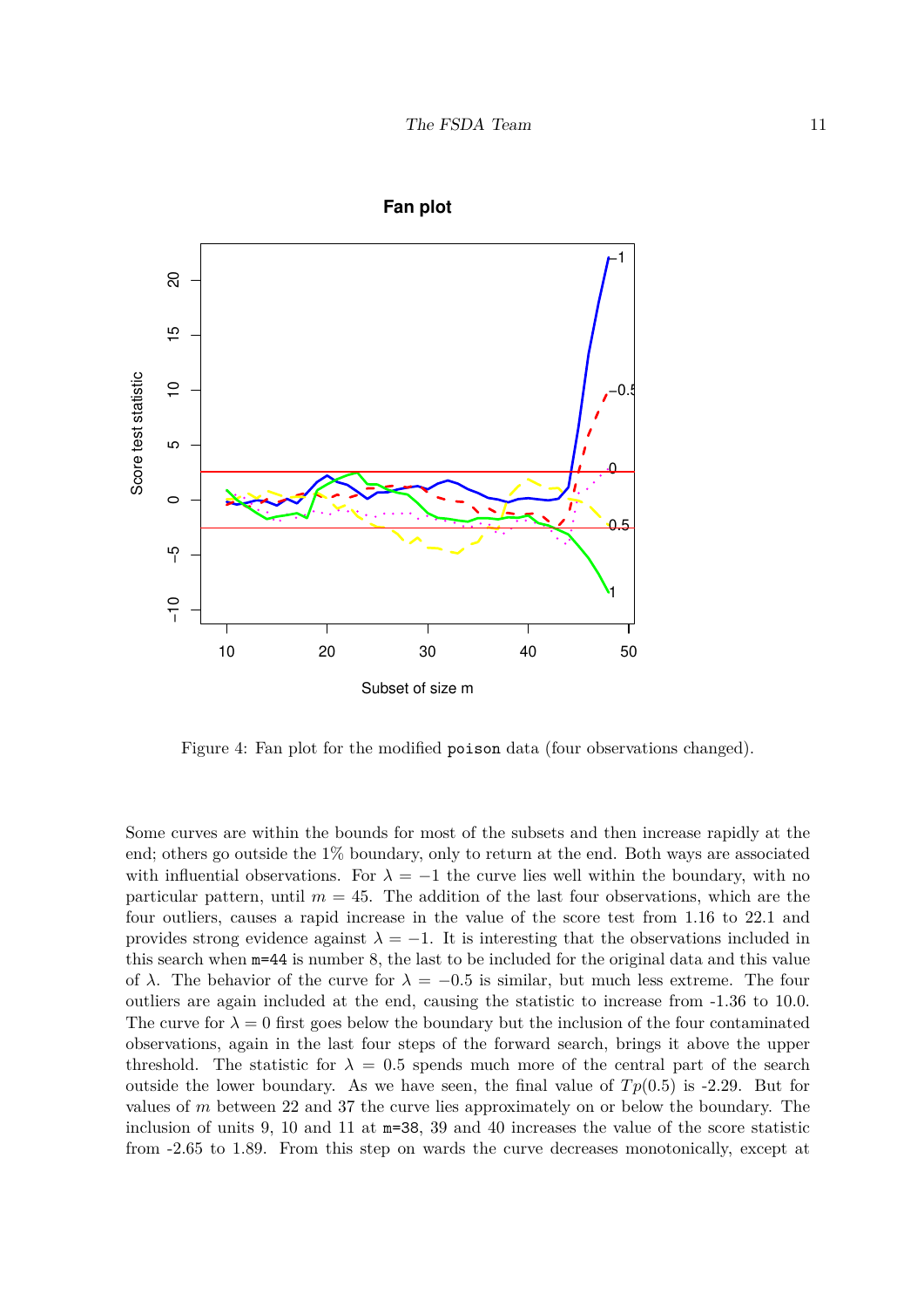Figure 4: Fan plot for the modified `poison` data (four observations changed).

Some curves are within the bounds for most of the subsets and then increase rapidly at the end; others go outside the 1% boundary, only to return at the end. Both ways are associated with influential observations. For $\lambda = -1$ the curve lies well within the boundary, with no particular pattern, until $m = 45$. The addition of the last four observations, which are the four outliers, causes a rapid increase in the value of the score test from 1.16 to 22.1 and provides strong evidence against $\lambda = -1$. It is interesting that the observations included in this search when `m=44` is number 8, the last to be included for the original data and this value of $\lambda$. The behavior of the curve for $\lambda = -0.5$ is similar, but much less extreme. The four outliers are again included at the end, causing the statistic to increase from -1.36 to 10.0. The curve for $\lambda = 0$ first goes below the boundary but the inclusion of the four contaminated observations, again in the last four steps of the forward search, brings it above the upper threshold. The statistic for $\lambda = 0.5$ spends much more of the central part of the search outside the lower boundary. As we have seen, the final value of $Tp(0.5)$ is -2.29. But for values of $m$ between 22 and 37 the curve lies approximately on or below the boundary. The inclusion of units 9, 10 and 11 at `m=38`, 39 and 40 increases the value of the score statistic from -2.65 to 1.89. From this step on wards the curve decreases monotonically, except at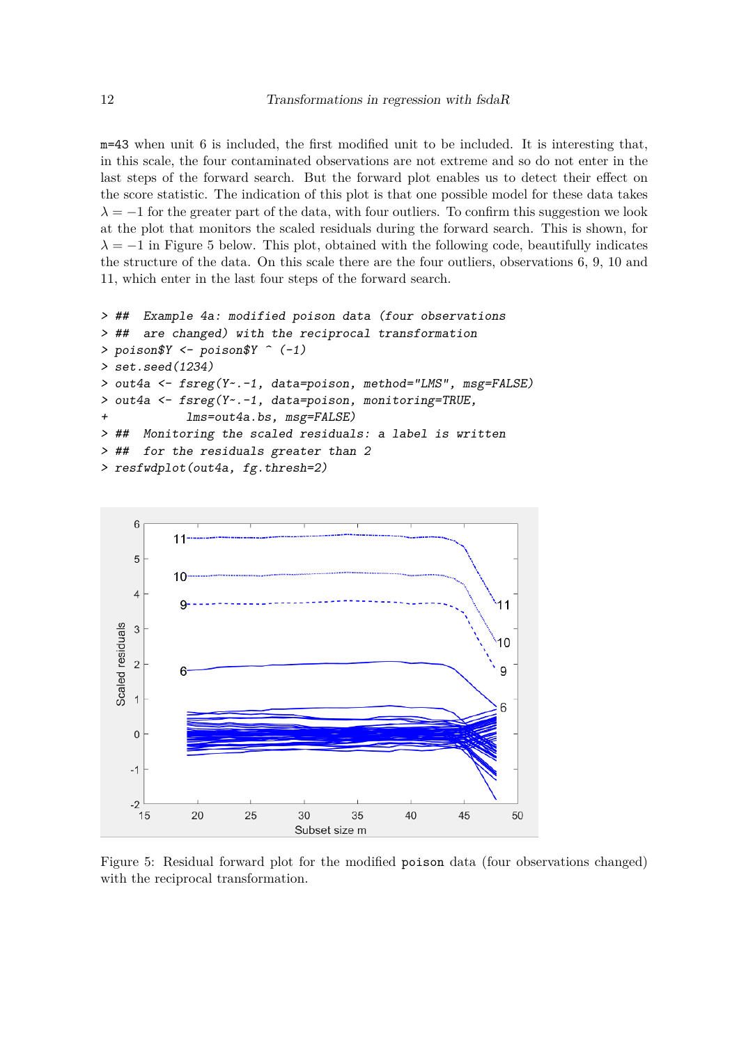m=43 when unit 6 is included, the first modified unit to be included. It is interesting that, in this scale, the four contaminated observations are not extreme and so do not enter in the last steps of the forward search. But the forward plot enables us to detect their effect on the score statistic. The indication of this plot is that one possible model for these data takes $\lambda = -1$ for the greater part of the data, with four outliers. To confirm this suggestion we look at the plot that monitors the scaled residuals during the forward search. This is shown, for $\lambda = -1$ in Figure 5 below. This plot, obtained with the following code, beautifully indicates the structure of the data. On this scale there are the four outliers, observations 6, 9, 10 and 11, which enter in the last four steps of the forward search.

```
> ##  Example 4a: modified poison data (four observations
> ##  are changed) with the reciprocal transformation
> poison$Y <- poison$Y ^ (-1)
> set.seed(1234)
> out4a <- fsreg(Y~.-1, data=poison, method="LMS", msg=FALSE)
> out4a <- fsreg(Y~.-1, data=poison, monitoring=TRUE,
+            lms=out4a.bs, msg=FALSE)
> ##  Monitoring the scaled residuals: a label is written
> ##  for the residuals greater than 2
> resfwdplot(out4a, fg.thresh=2)
```

Figure 5: Residual forward plot for the modified `poison` data (four observations changed) with the reciprocal transformation.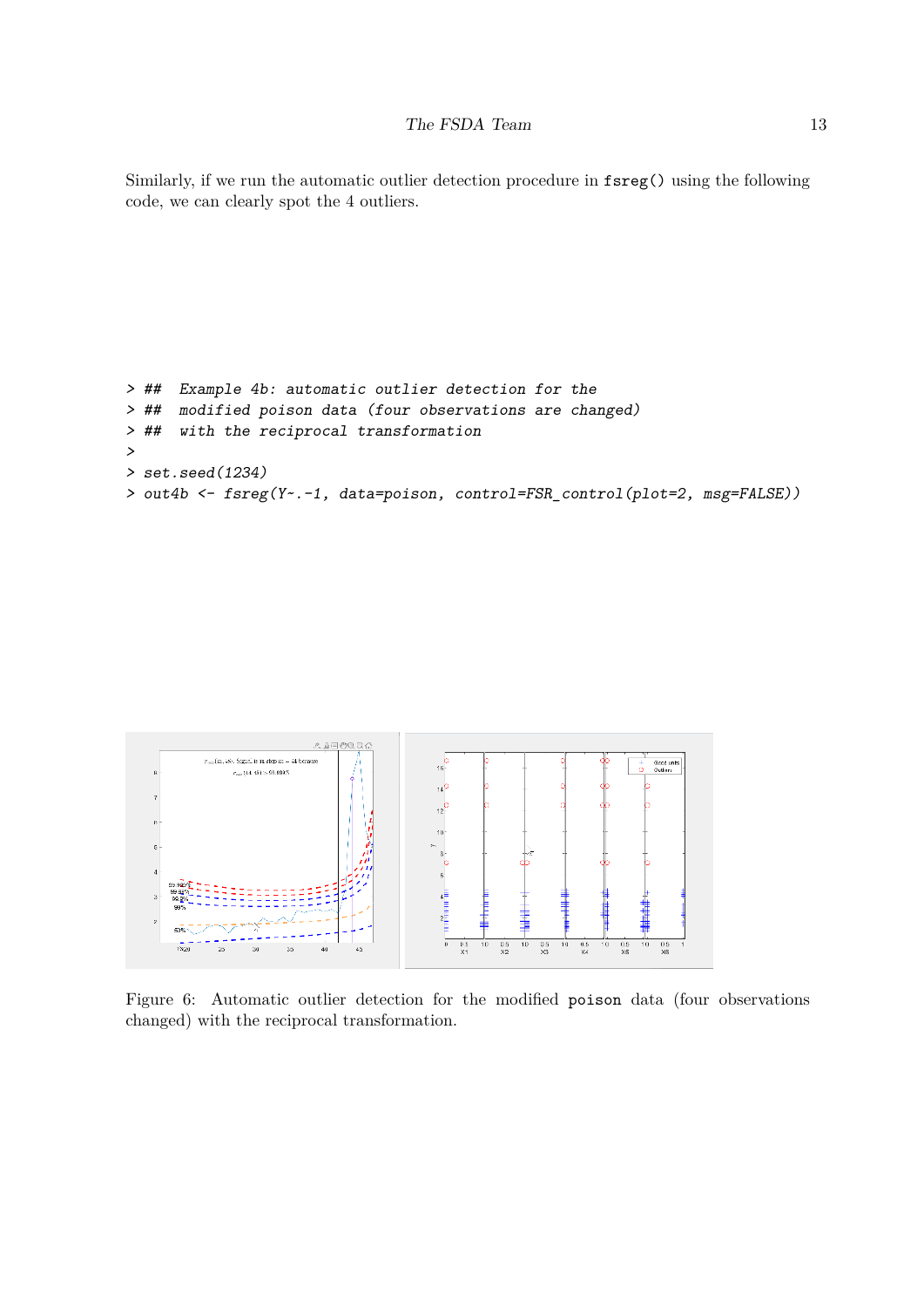Similarly, if we run the automatic outlier detection procedure in fsreg() using the following code, we can clearly spot the 4 outliers.

```
> ##  Example 4b: automatic outlier detection for the
> ##  modified poison data (four observations are changed)
> ##  with the reciprocal transformation
>
> set.seed(1234)
> out4b <- fsreg(Y~.-1, data=poison, control=FSR_control(plot=2, msg=FALSE))
```

Figure 6: Automatic outlier detection for the modified poison data (four observations changed) with the reciprocal transformation.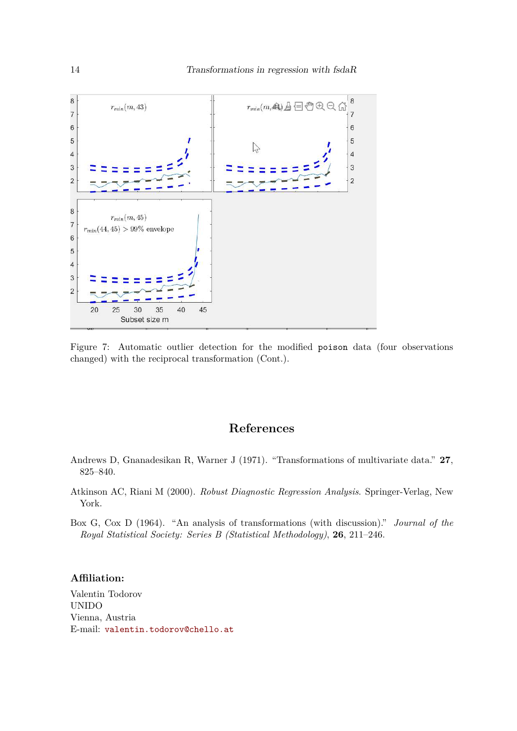$r_{min}(m, 43)$

$r_{min}(m, 44)$

$r_{min}(m, 45)$

$r_{min}(44, 45) > 99\%$ envelope

8
7
6
5
4
3
2

20 25 30 35 40 45

Subset size m

Figure 7: Automatic outlier detection for the modified `poison` data (four observations changed) with the reciprocal transformation (Cont.).

# References

Andrews D, Gnanadesikan R, Warner J (1971). "Transformations of multivariate data." **27**, 825–840.

Atkinson AC, Riani M (2000). *Robust Diagnostic Regression Analysis*. Springer-Verlag, New York.

Box G, Cox D (1964). "An analysis of transformations (with discussion)." *Journal of the Royal Statistical Society: Series B (Statistical Methodology)*, **26**, 211–246.

### Affiliation:

Valentin Todorov
UNIDO
Vienna, Austria
E-mail: valentin.todorov@chello.at